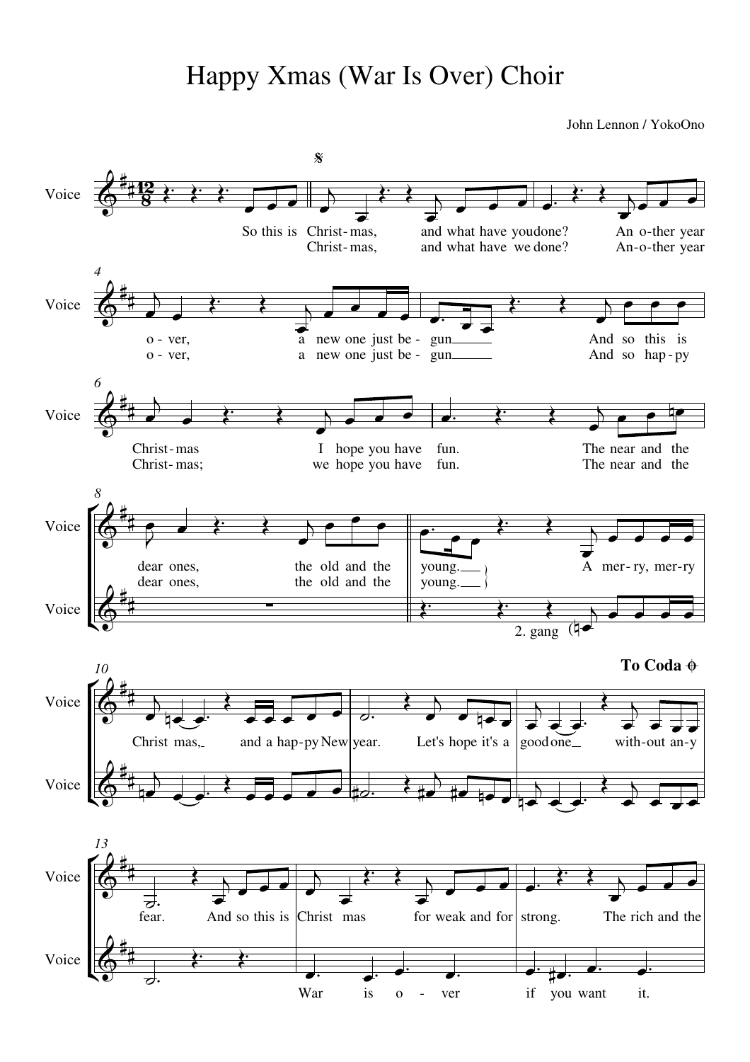# Happy Xmas (War Is Over) Choir

John Lennon / YokoOno

Voice

So this is Christ- mas, and what have you done? An o- ther year o - ver, a new one just be - gun And so this is Christ- mas I hope you have fun. The near and the dear ones, the old and the young.

Christ- mas, and what have we done? An- o- ther year o - ver, a new one just be - gun And so hap - py Christ- mas; we hope you have fun. The near and the dear ones, the old and the young.

A mer- ry, mer- ry Christ mas, and a hap- py New year. Let's hope it's a good one with- out an- y fear. And so this is Christ mas for weak and for strong. The rich and the

2. gang

War is o - ver if you want it.

**To Coda**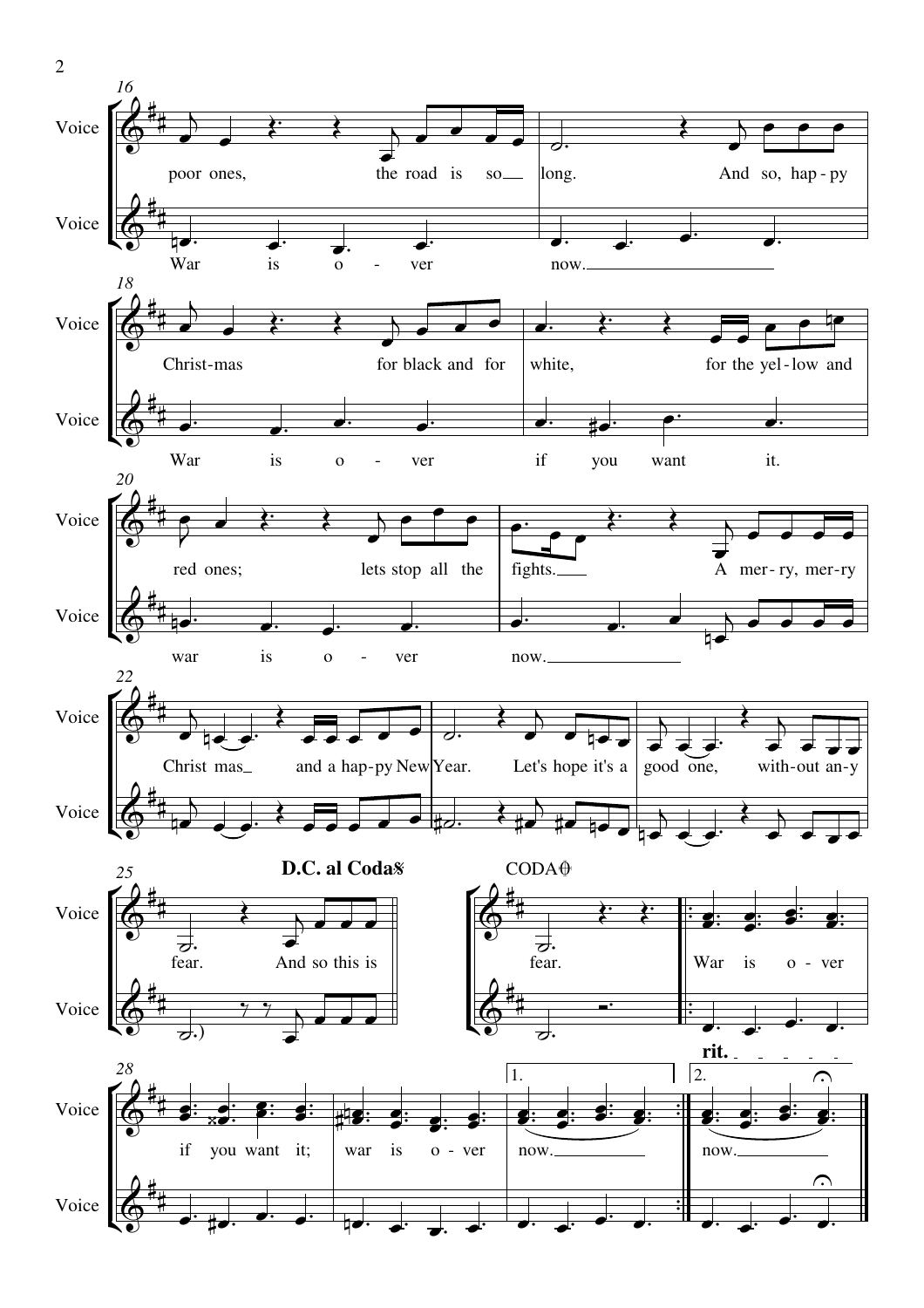Voice

poor ones, the road is so long. And so, hap-py Christ-mas for black and for white, for the yel-low and red ones; lets stop all the fights. A mer-ry, mer-ry Christ mas and a hap-py New Year. Let's hope it's a good one, with-out an-y fear. And so this is

Voice

War is o - ver now. War is o - ver if you want it. war is o - ver now. A mer-ry, mer-ry Christ mas and a hap-py New Year. Let's hope it's a good one, with-out an-y fear. And so this is

**D.C. al Coda**

CODA

Voice

fear. War is o - ver if you want it; war is o - ver now. now.

Voice

fear.

1. 2.

**rit.**